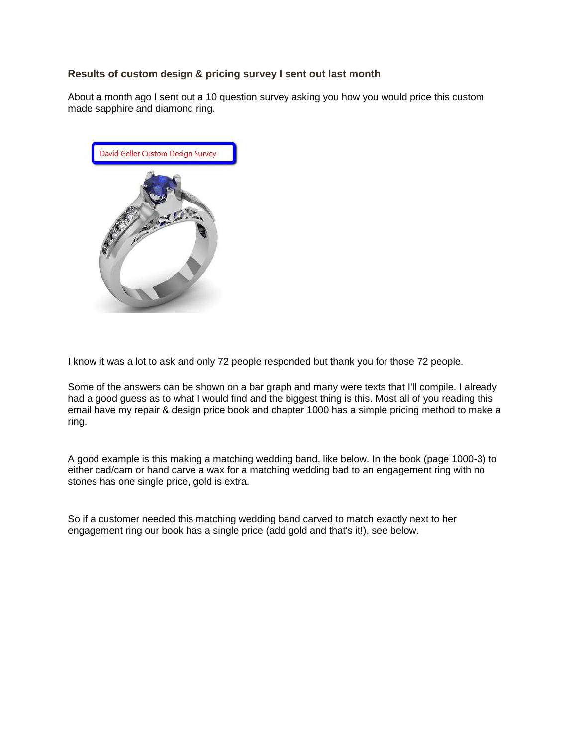**Results of custom design & pricing survey I sent out last month**

About a month ago I sent out a 10 question survey asking you how you would price this custom made sapphire and diamond ring.

I know it was a lot to ask and only 72 people responded but thank you for those 72 people.

Some of the answers can be shown on a bar graph and many were texts that I'll compile. I already had a good guess as to what I would find and the biggest thing is this. Most all of you reading this email have my repair & design price book and chapter 1000 has a simple pricing method to make a ring.

A good example is this making a matching wedding band, like below. In the book (page 1000-3) to either cad/cam or hand carve a wax for a matching wedding bad to an engagement ring with no stones has one single price, gold is extra.

So if a customer needed this matching wedding band carved to match exactly next to her engagement ring our book has a single price (add gold and that's it!), see below.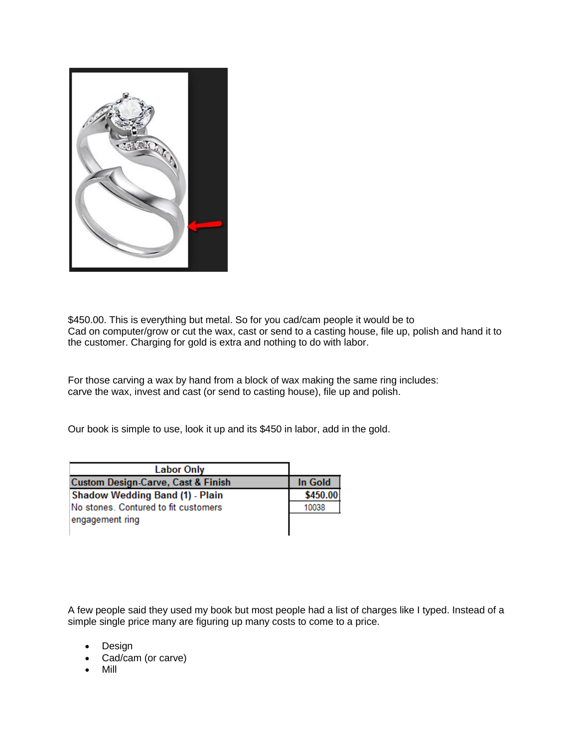$450.00. This is everything but metal. So for you cad/cam people it would be to Cad on computer/grow or cut the wax, cast or send to a casting house, file up, polish and hand it to the customer. Charging for gold is extra and nothing to do with labor.

For those carving a wax by hand from a block of wax making the same ring includes: carve the wax, invest and cast (or send to casting house), file up and polish.

Our book is simple to use, look it up and its $450 in labor, add in the gold.

| Labor Only | |
|---|---|
| **Custom Design-Carve, Cast & Finish** | **In Gold** |
| **Shadow Wedding Band (1) - Plain** | **$450.00** |
| No stones. Contured to fit customers engagement ring | 10038 |

A few people said they used my book but most people had a list of charges like I typed. Instead of a simple single price many are figuring up many costs to come to a price.

- Design
- Cad/cam (or carve)
- Mill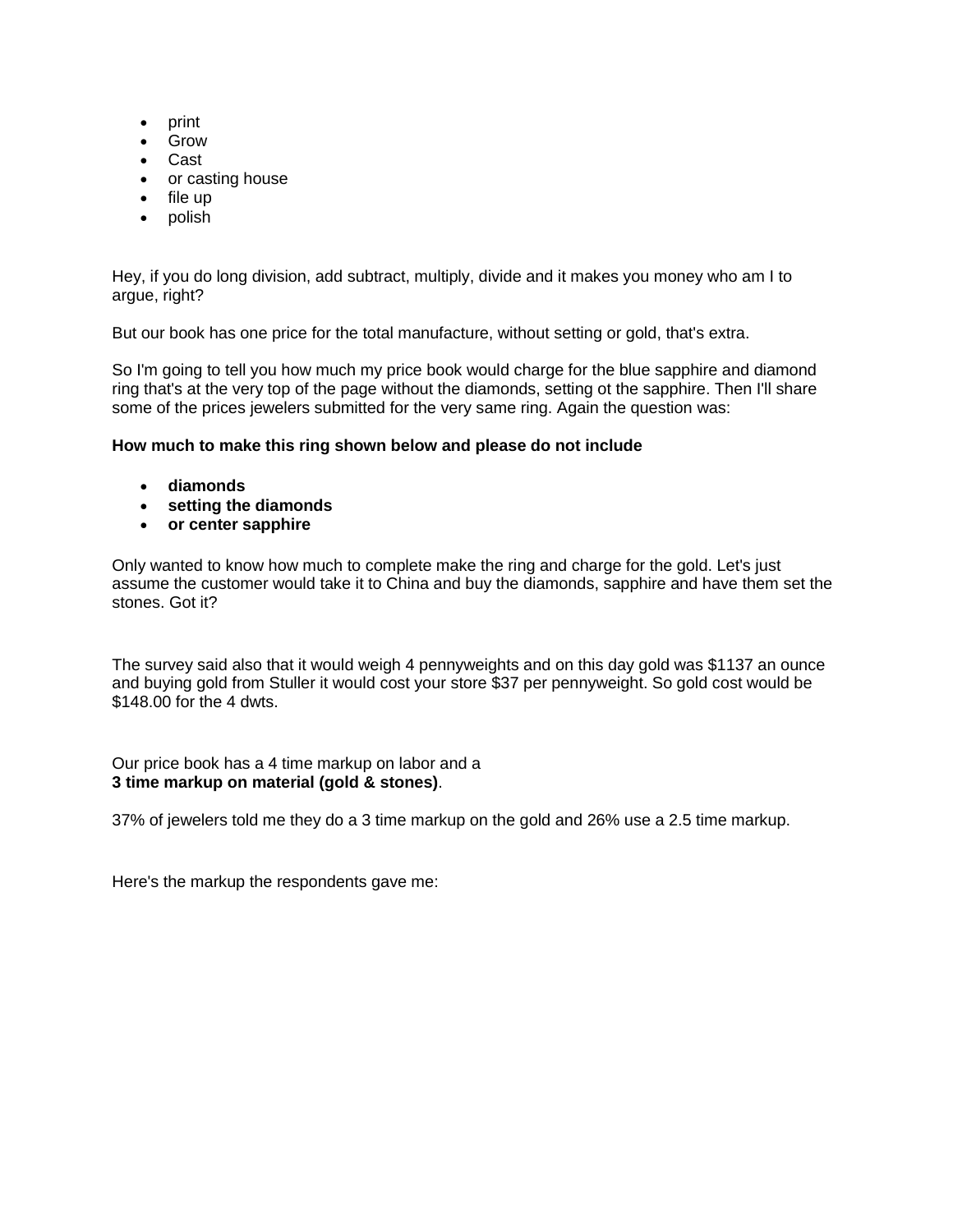- print
- Grow
- Cast
- or casting house
- file up
- polish

Hey, if you do long division, add subtract, multiply, divide and it makes you money who am I to argue, right?

But our book has one price for the total manufacture, without setting or gold, that's extra.

So I'm going to tell you how much my price book would charge for the blue sapphire and diamond ring that's at the very top of the page without the diamonds, setting ot the sapphire. Then I'll share some of the prices jewelers submitted for the very same ring. Again the question was:

**How much to make this ring shown below and please do not include**

- **diamonds**
- **setting the diamonds**
- **or center sapphire**

Only wanted to know how much to complete make the ring and charge for the gold. Let's just assume the customer would take it to China and buy the diamonds, sapphire and have them set the stones. Got it?

The survey said also that it would weigh 4 pennyweights and on this day gold was $1137 an ounce and buying gold from Stuller it would cost your store $37 per pennyweight. So gold cost would be $148.00 for the 4 dwts.

Our price book has a 4 time markup on labor and a
**3 time markup on material (gold & stones)**.

37% of jewelers told me they do a 3 time markup on the gold and 26% use a 2.5 time markup.

Here's the markup the respondents gave me: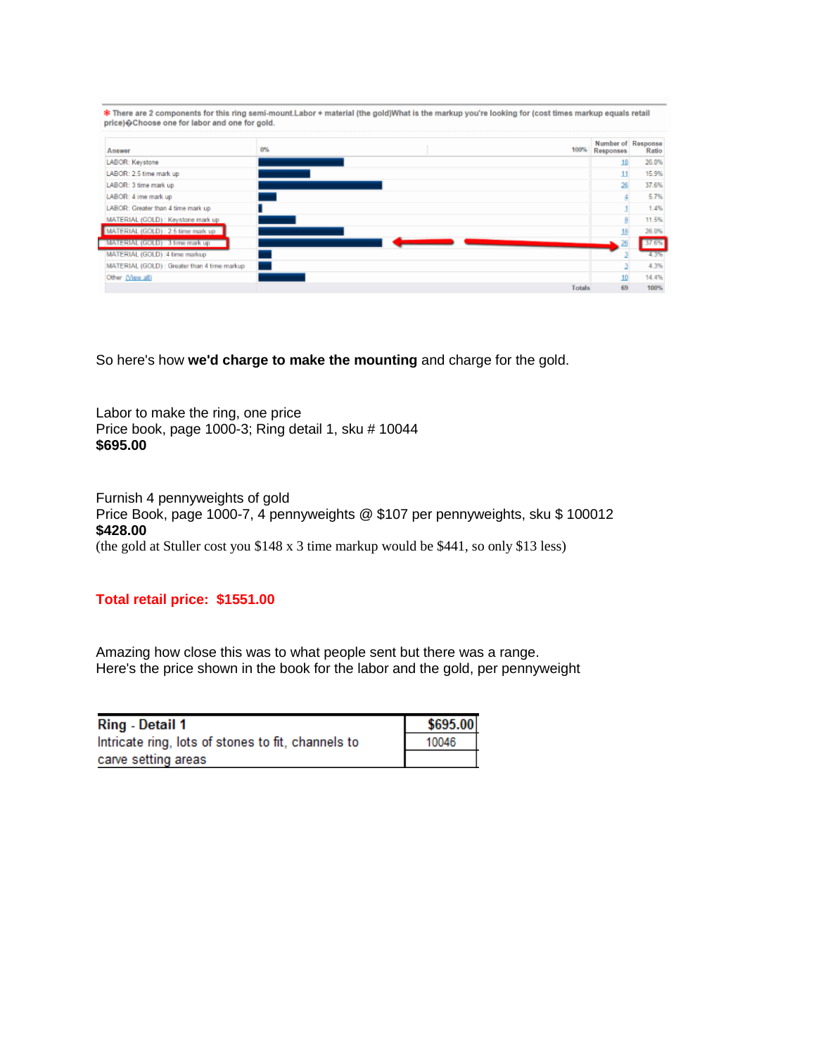\* There are 2 components for this ring semi-mount.Labor + material (the gold)What is the markup you're looking for (cost times markup equals retail price)�Choose one for labor and one for gold.

| Answer | 0% 100% | Number of Responses | Response Ratio |
|---|---|---|---|
| LABOR: Keystone | | 18 | 26.0% |
| LABOR: 2.5 time mark up | | 11 | 15.9% |
| LABOR: 3 time mark up | | 26 | 37.6% |
| LABOR: 4 ime mark up | | 4 | 5.7% |
| LABOR: Greater than 4 time mark up | | 1 | 1.4% |
| MATERIAL (GOLD) : Keystone mark up | | 8 | 11.5% |
| MATERIAL (GOLD) : 2.5 time mark up | | 18 | 26.0% |
| MATERIAL (GOLD) : 3 time mark up | | 26 | 37.6% |
| MATERIAL (GOLD) : 4 time markup | | 3 | 4.3% |
| MATERIAL (GOLD) : Greater than 4 time markup | | 3 | 4.3% |
| Other (View all) | | 10 | 14.4% |
| | Totals | 69 | 100% |

So here's how **we'd charge to make the mounting** and charge for the gold.

Labor to make the ring, one price
Price book, page 1000-3; Ring detail 1, sku # 10044
**$695.00**

Furnish 4 pennyweights of gold
Price Book, page 1000-7, 4 pennyweights @ $107 per pennyweights, sku $ 100012
**$428.00**
(the gold at Stuller cost you $148 x 3 time markup would be $441, so only $13 less)

**Total retail price: $1551.00**

Amazing how close this was to what people sent but there was a range.
Here's the price shown in the book for the labor and the gold, per pennyweight

| **Ring - Detail 1** | **$695.00** |
|---|---|
| Intricate ring, lots of stones to fit, channels to carve setting areas | 10046 |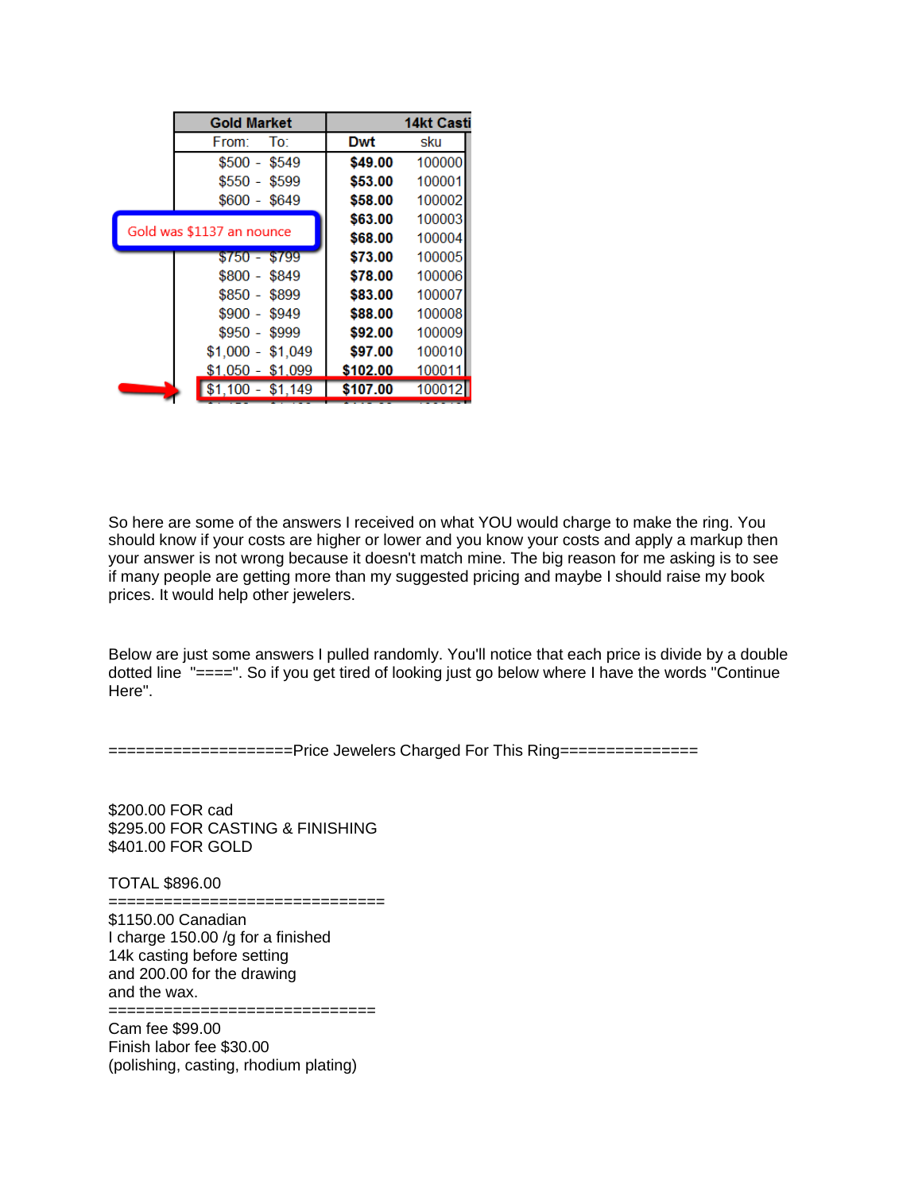| Gold Market | | 14kt Casti | |
|---|---|---|---|
| From: | To: | Dwt | sku |
| $500 - | $549 | **$49.00** | 100000 |
| $550 - | $599 | **$53.00** | 100001 |
| $600 - | $649 | **$58.00** | 100002 |
| | | **$63.00** | 100003 |
| | | **$68.00** | 100004 |
| $750 - | $799 | **$73.00** | 100005 |
| $800 - | $849 | **$78.00** | 100006 |
| $850 - | $899 | **$83.00** | 100007 |
| $900 - | $949 | **$88.00** | 100008 |
| $950 - | $999 | **$92.00** | 100009 |
| $1,000 - | $1,049 | **$97.00** | 100010 |
| $1,050 - | $1,099 | **$102.00** | 100011 |
| $1,100 - | $1,149 | **$107.00** | 100012 |

Gold was $1137 an nounce

So here are some of the answers I received on what YOU would charge to make the ring. You should know if your costs are higher or lower and you know your costs and apply a markup then your answer is not wrong because it doesn't match mine. The big reason for me asking is to see if many people are getting more than my suggested pricing and maybe I should raise my book prices. It would help other jewelers.

Below are just some answers I pulled randomly. You'll notice that each price is divide by a double dotted line "====". So if you get tired of looking just go below where I have the words "Continue Here".

===================Price Jewelers Charged For This Ring===============

$200.00 FOR cad
$295.00 FOR CASTING & FINISHING
$401.00 FOR GOLD

TOTAL $896.00

=============================

$1150.00 Canadian
I charge 150.00 /g for a finished
14k casting before setting
and 200.00 for the drawing
and the wax.

=============================

Cam fee $99.00
Finish labor fee $30.00
(polishing, casting, rhodium plating)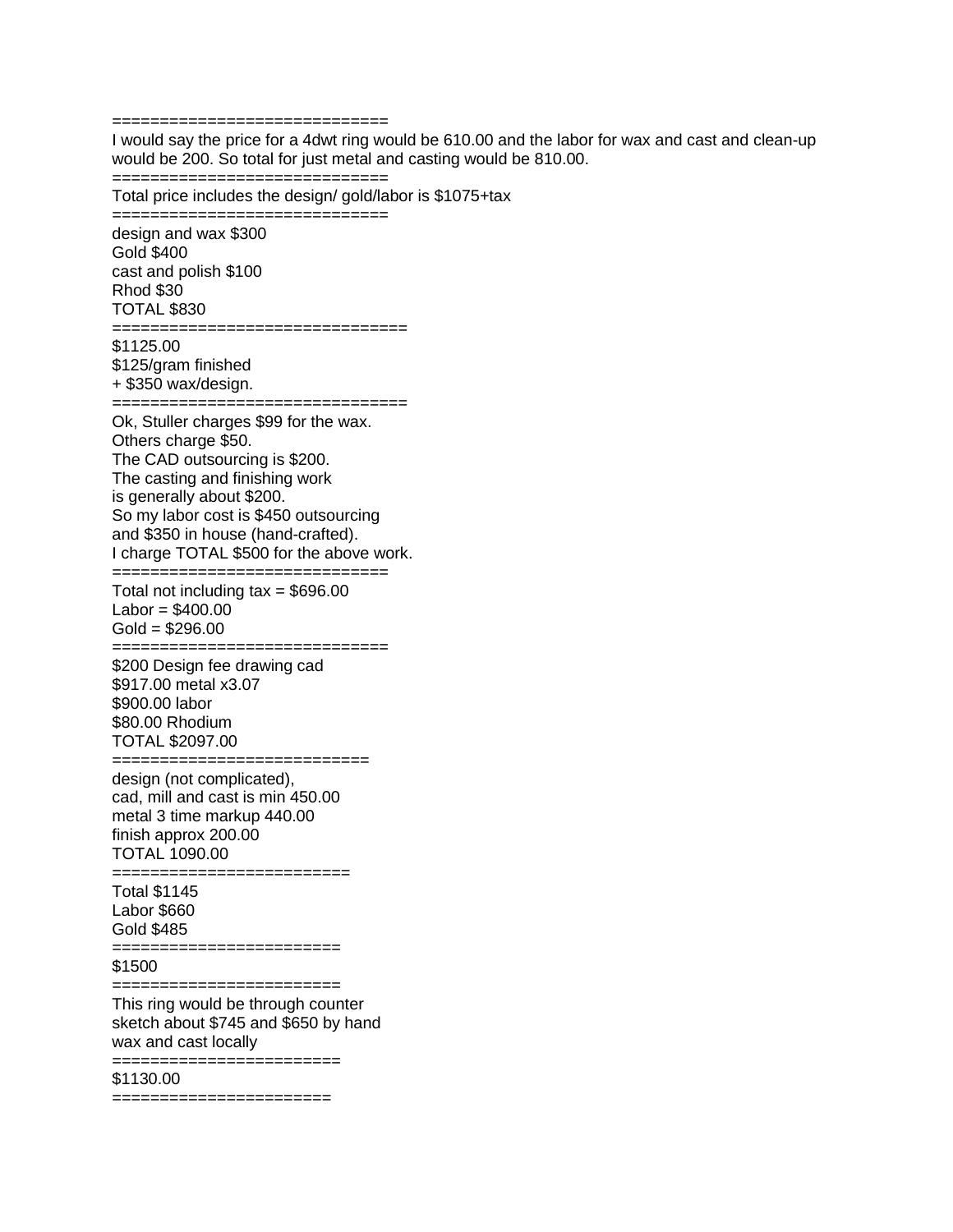============================

I would say the price for a 4dwt ring would be 610.00 and the labor for wax and cast and clean-up would be 200. So total for just metal and casting would be 810.00.

============================

Total price includes the design/ gold/labor is $1075+tax

============================

design and wax $300
Gold $400
cast and polish $100
Rhod $30
TOTAL $830

==============================

$1125.00
$125/gram finished
+ $350 wax/design.

==============================

Ok, Stuller charges $99 for the wax.
Others charge $50.
The CAD outsourcing is $200.
The casting and finishing work
is generally about $200.
So my labor cost is $450 outsourcing
and $350 in house (hand-crafted).
I charge TOTAL $500 for the above work.

============================

Total not including tax = $696.00
Labor = $400.00
Gold = $296.00

============================

$200 Design fee drawing cad
$917.00 metal x3.07
$900.00 labor
$80.00 Rhodium
TOTAL $2097.00

==========================

design (not complicated),
cad, mill and cast is min 450.00
metal 3 time markup 440.00
finish approx 200.00
TOTAL 1090.00

========================

Total $1145
Labor $660
Gold $485

=======================

$1500

=======================

This ring would be through counter
sketch about $745 and $650 by hand
wax and cast locally

=======================

$1130.00

======================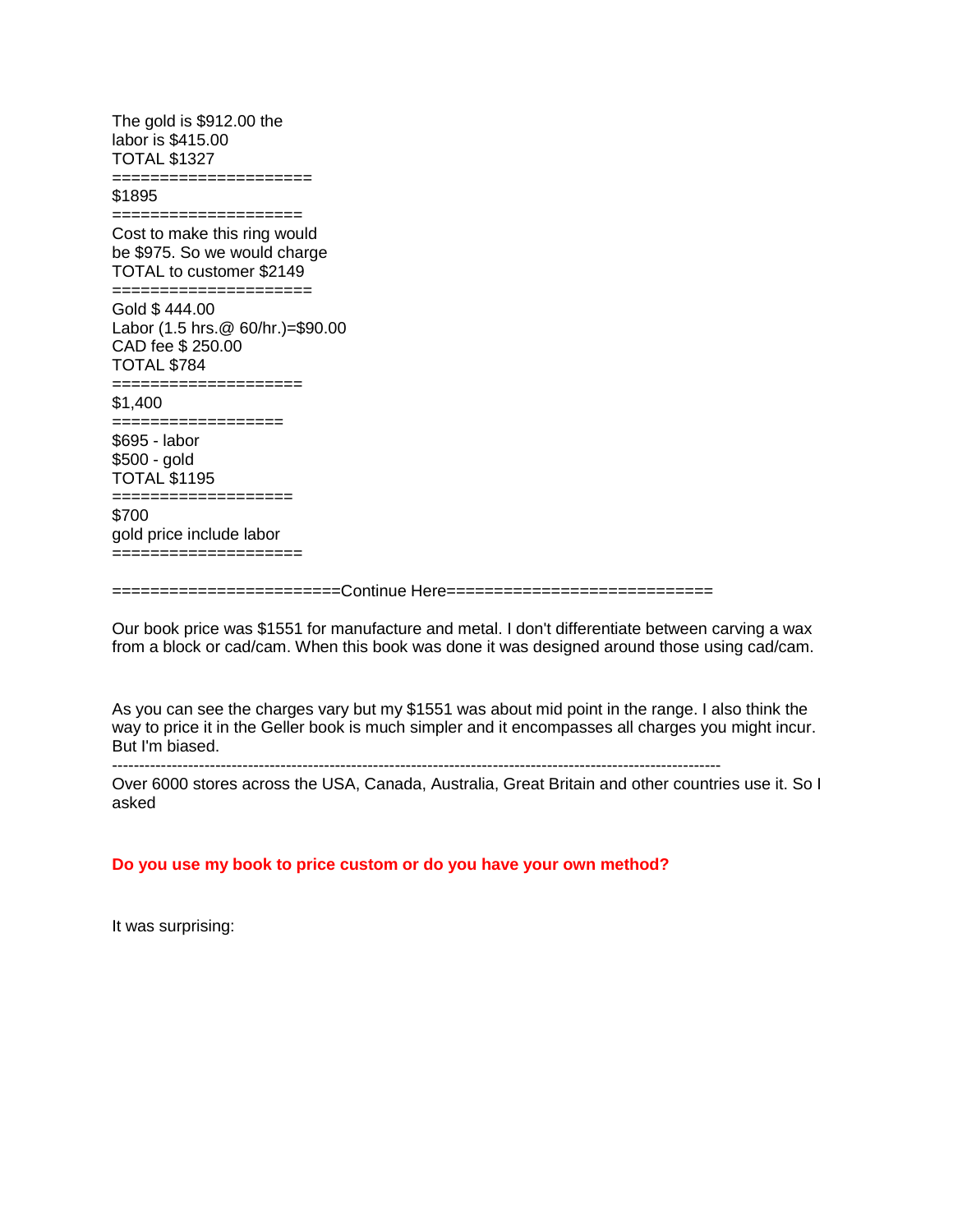The gold is $912.00 the
labor is $415.00
TOTAL $1327

====================

$1895

===================

Cost to make this ring would
be $975. So we would charge
TOTAL to customer $2149

====================

Gold $ 444.00
Labor (1.5 hrs.@ 60/hr.)=$90.00
CAD fee $ 250.00
TOTAL $784

===================

$1,400

=================

$695 - labor
$500 - gold
TOTAL $1195

==================

$700
gold price include labor

===================

======================Continue Here===========================

Our book price was $1551 for manufacture and metal. I don't differentiate between carving a wax from a block or cad/cam. When this book was done it was designed around those using cad/cam.

As you can see the charges vary but my $1551 was about mid point in the range. I also think the way to price it in the Geller book is much simpler and it encompasses all charges you might incur. But I'm biased.

---

Over 6000 stores across the USA, Canada, Australia, Great Britain and other countries use it. So I asked

**Do you use my book to price custom or do you have your own method?**

It was surprising: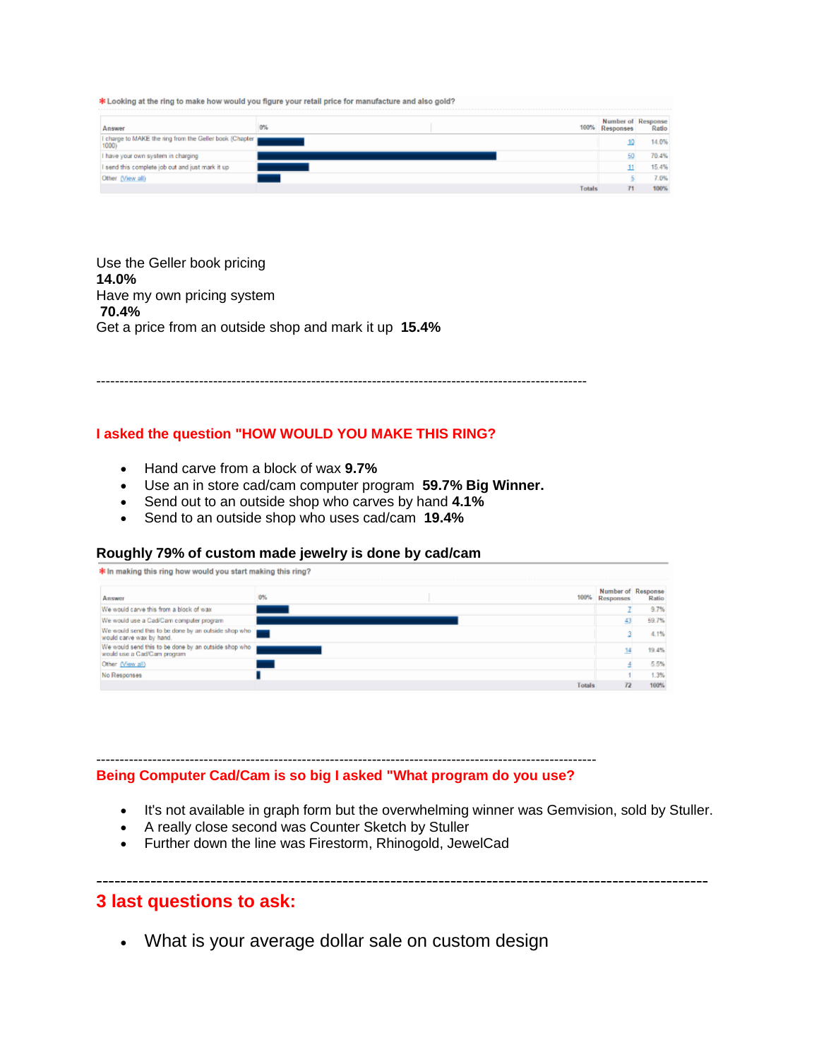**\* Looking at the ring to make how would you figure your retail price for manufacture and also gold?**

| Answer | 0% 100% | Number of Responses | Response Ratio |
|---|---|---|---|
| I charge to MAKE the ring from the Geller book (Chapter 1000) | | 10 | 14.0% |
| I have your own system in charging | | 50 | 70.4% |
| I send this complete job out and just mark it up | | 11 | 15.4% |
| Other (View all) | | 5 | 7.0% |
| | Totals | 71 | 100% |

Use the Geller book pricing
**14.0%**
Have my own pricing system
**70.4%**
Get a price from an outside shop and mark it up **15.4%**

---

## I asked the question "HOW WOULD YOU MAKE THIS RING?

- Hand carve from a block of wax **9.7%**
- Use an in store cad/cam computer program **59.7% Big Winner.**
- Send out to an outside shop who carves by hand **4.1%**
- Send to an outside shop who uses cad/cam **19.4%**

### Roughly 79% of custom made jewelry is done by cad/cam

**\* In making this ring how would you start making this ring?**

| Answer | 0% 100% | Number of Responses | Response Ratio |
|---|---|---|---|
| We would carve this from a block of wax | | 7 | 9.7% |
| We would use a Cad/Cam computer program | | 43 | 59.7% |
| We would send this to be done by an outside shop who would carve wax by hand | | 3 | 4.1% |
| We would send this to be done by an outside shop who would use a Cad/Cam program | | 14 | 19.4% |
| Other (View all) | | 4 | 5.5% |
| No Responses | | 1 | 1.3% |
| | Totals | 72 | 100% |

---

## Being Computer Cad/Cam is so big I asked "What program do you use?

- It's not available in graph form but the overwhelming winner was Gemvision, sold by Stuller.
- A really close second was Counter Sketch by Stuller
- Further down the line was Firestorm, Rhinogold, JewelCad

---

## 3 last questions to ask:

- What is your average dollar sale on custom design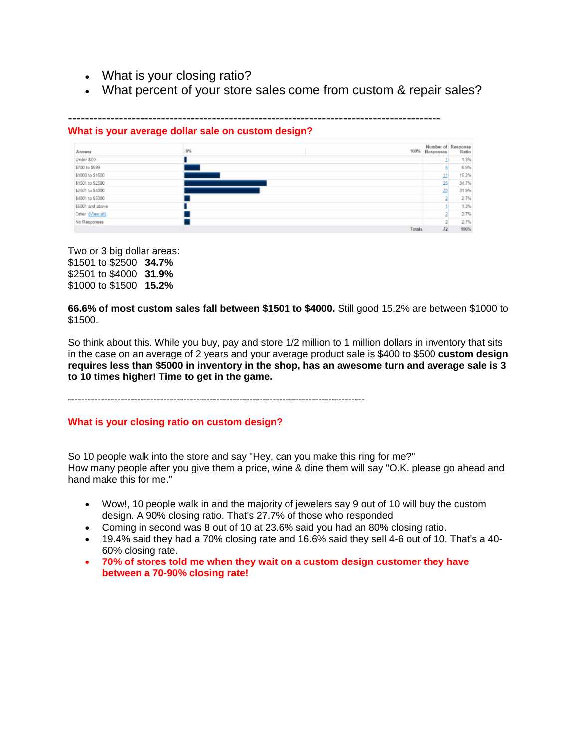- What is your closing ratio?
- What percent of your store sales come from custom & repair sales?

---------------------------------------------------------------------------------------

**What is your average dollar sale on custom design?**

| Answer | 0% — 100% | Number of Responses | Response Ratio |
|---|---|---|---|
| Under 800 | | 1 | 1.3% |
| $700 to $999 | | 5 | 6.9% |
| $1000 to $1500 | | 11 | 15.2% |
| $1501 to $2500 | | 25 | 34.7% |
| $2501 to $4000 | | 23 | 31.9% |
| $4001 to $5000 | | 2 | 2.7% |
| $5001 and above | | 1 | 1.3% |
| Other (View all) | | 2 | 2.7% |
| No Responses | | 2 | 2.7% |
| | Totals | 72 | 100% |

Two or 3 big dollar areas:
$1501 to $2500 **34.7%**
$2501 to $4000 **31.9%**
$1000 to $1500 **15.2%**

**66.6% of most custom sales fall between $1501 to $4000.** Still good 15.2% are between $1000 to $1500.

So think about this. While you buy, pay and store 1/2 million to 1 million dollars in inventory that sits in the case on an average of 2 years and your average product sale is $400 to $500 **custom design requires less than $5000 in inventory in the shop, has an awesome turn and average sale is 3 to 10 times higher! Time to get in the game.**

---------------------------------------------------------------------------------------

**What is your closing ratio on custom design?**

So 10 people walk into the store and say "Hey, can you make this ring for me?"
How many people after you give them a price, wine & dine them will say "O.K. please go ahead and hand make this for me."

- Wow!, 10 people walk in and the majority of jewelers say 9 out of 10 will buy the custom design. A 90% closing ratio. That's 27.7% of those who responded
- Coming in second was 8 out of 10 at 23.6% said you had an 80% closing ratio.
- 19.4% said they had a 70% closing rate and 16.6% said they sell 4-6 out of 10. That's a 40-60% closing rate.
- **70% of stores told me when they wait on a custom design customer they have between a 70-90% closing rate!**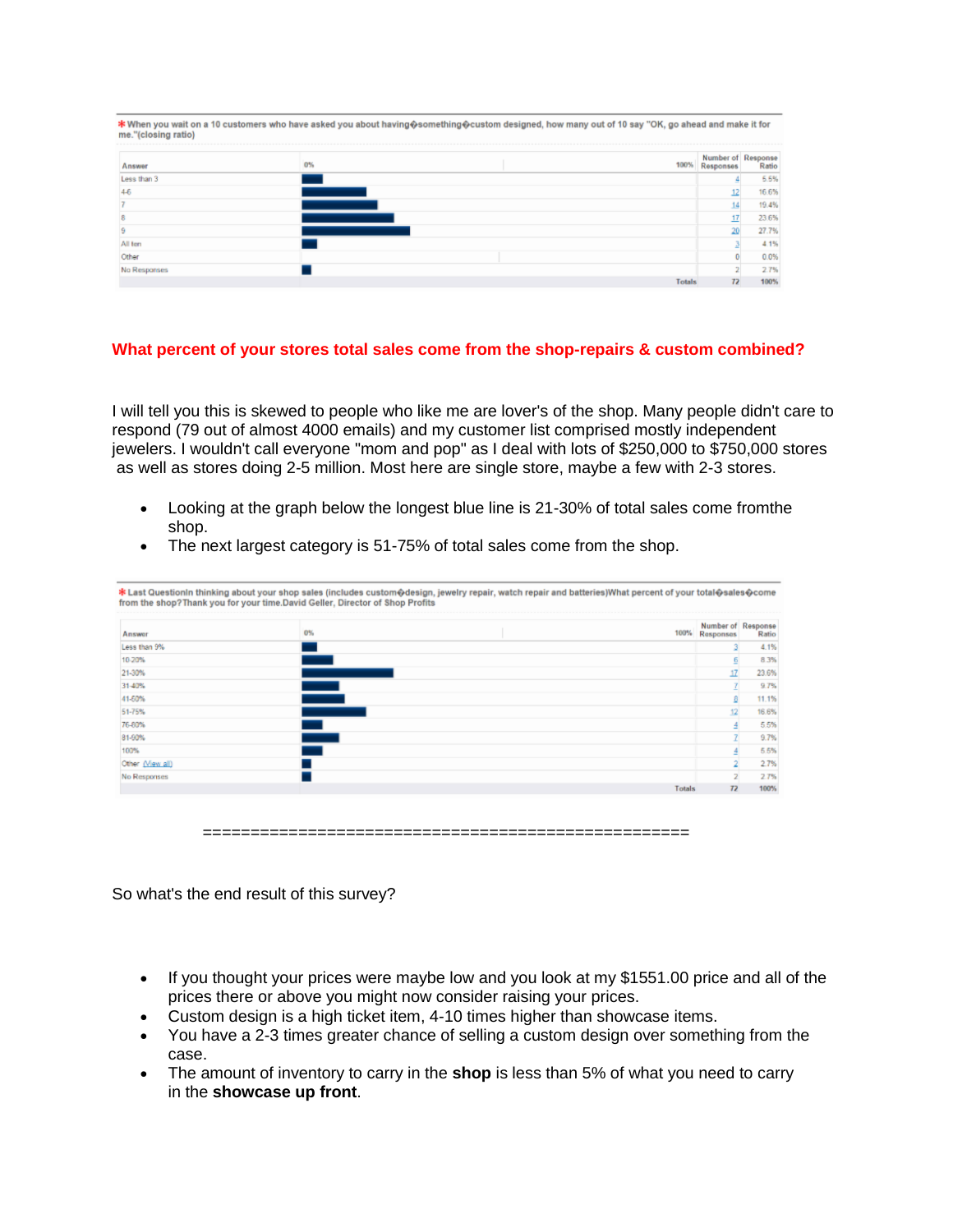\* When you wait on a 10 customers who have asked you about having�something�custom designed, how many out of 10 say "OK, go ahead and make it for me."(closing ratio)

| Answer | Number of Responses | Response Ratio |
|---|---|---|
| Less than 3 | 4 | 5.5% |
| 4-6 | 12 | 16.6% |
| 7 | 14 | 19.4% |
| 8 | 17 | 23.6% |
| 9 | 20 | 27.7% |
| All ten | 3 | 4.1% |
| Other | 0 | 0.0% |
| No Responses | 2 | 2.7% |
| Totals | 72 | 100% |

## What percent of your stores total sales come from the shop-repairs & custom combined?

I will tell you this is skewed to people who like me are lover's of the shop. Many people didn't care to respond (79 out of almost 4000 emails) and my customer list comprised mostly independent jewelers. I wouldn't call everyone "mom and pop" as I deal with lots of $250,000 to $750,000 stores as well as stores doing 2-5 million. Most here are single store, maybe a few with 2-3 stores.

- Looking at the graph below the longest blue line is 21-30% of total sales come fromthe shop.
- The next largest category is 51-75% of total sales come from the shop.

\* Last QuestionIn thinking about your shop sales (includes custom�design, jewelry repair, watch repair and batteries)What percent of your total�sales�come from the shop?Thank you for your time.David Geller, Director of Shop Profits

| Answer | Number of Responses | Response Ratio |
|---|---|---|
| Less than 9% | 3 | 4.1% |
| 10-20% | 6 | 8.3% |
| 21-30% | 17 | 23.6% |
| 31-40% | 7 | 9.7% |
| 41-50% | 8 | 11.1% |
| 51-75% | 12 | 16.6% |
| 76-80% | 4 | 5.5% |
| 81-90% | 7 | 9.7% |
| 100% | 4 | 5.5% |
| Other (View all) | 2 | 2.7% |
| No Responses | 2 | 2.7% |
| Totals | 72 | 100% |

==================================================

So what's the end result of this survey?

- If you thought your prices were maybe low and you look at my $1551.00 price and all of the prices there or above you might now consider raising your prices.
- Custom design is a high ticket item, 4-10 times higher than showcase items.
- You have a 2-3 times greater chance of selling a custom design over something from the case.
- The amount of inventory to carry in the **shop** is less than 5% of what you need to carry in the **showcase up front**.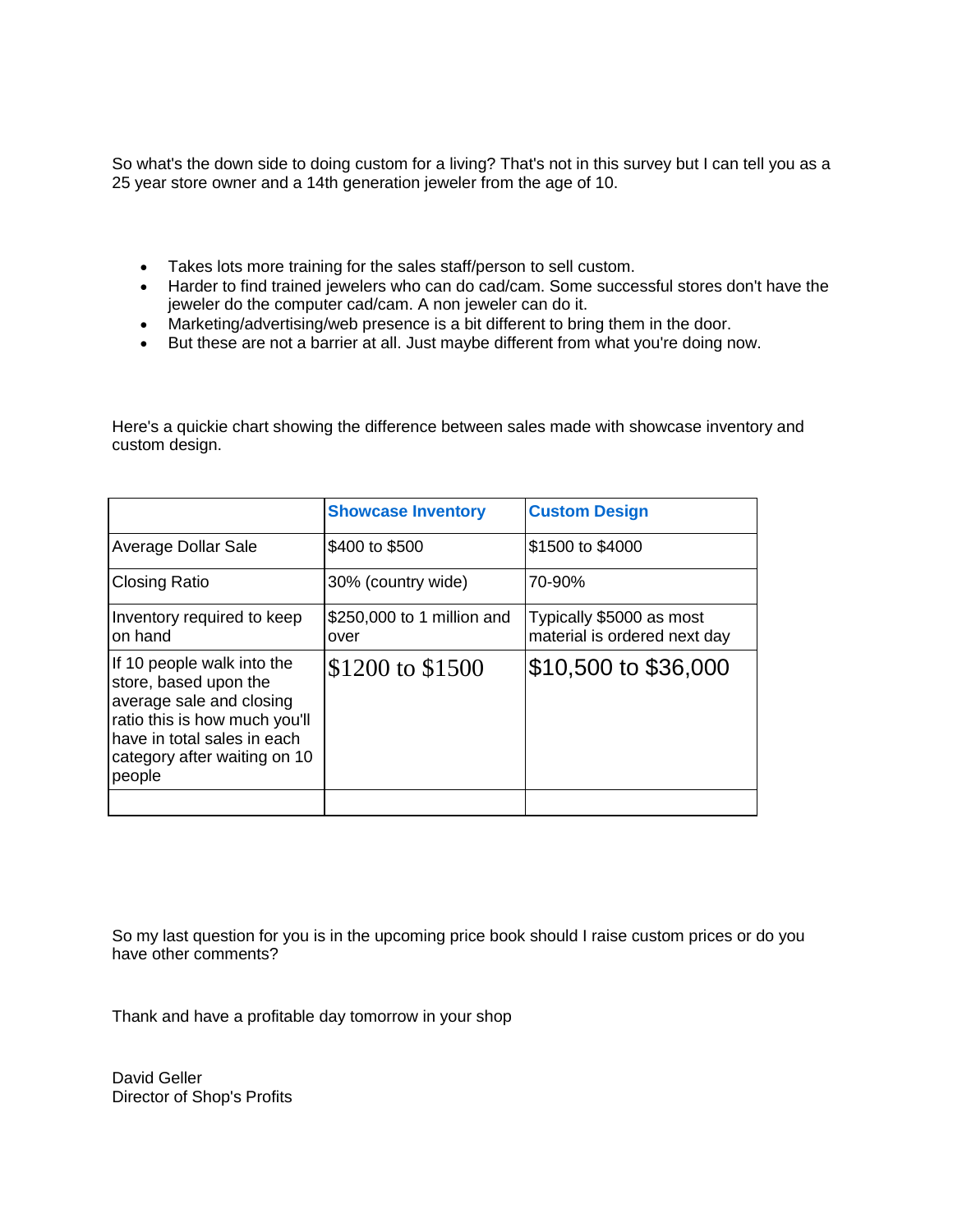So what's the down side to doing custom for a living? That's not in this survey but I can tell you as a 25 year store owner and a 14th generation jeweler from the age of 10.

- Takes lots more training for the sales staff/person to sell custom.
- Harder to find trained jewelers who can do cad/cam. Some successful stores don't have the jeweler do the computer cad/cam. A non jeweler can do it.
- Marketing/advertising/web presence is a bit different to bring them in the door.
- But these are not a barrier at all. Just maybe different from what you're doing now.

Here's a quickie chart showing the difference between sales made with showcase inventory and custom design.

| | **Showcase Inventory** | **Custom Design** |
|---|---|---|
| Average Dollar Sale | $400 to $500 | $1500 to $4000 |
| Closing Ratio | 30% (country wide) | 70-90% |
| Inventory required to keep on hand | $250,000 to 1 million and over | Typically $5000 as most material is ordered next day |
| If 10 people walk into the store, based upon the average sale and closing ratio this is how much you'll have in total sales in each category after waiting on 10 people | $1200 to $1500 | $10,500 to $36,000 |
| | | |

So my last question for you is in the upcoming price book should I raise custom prices or do you have other comments?

Thank and have a profitable day tomorrow in your shop

David Geller
Director of Shop's Profits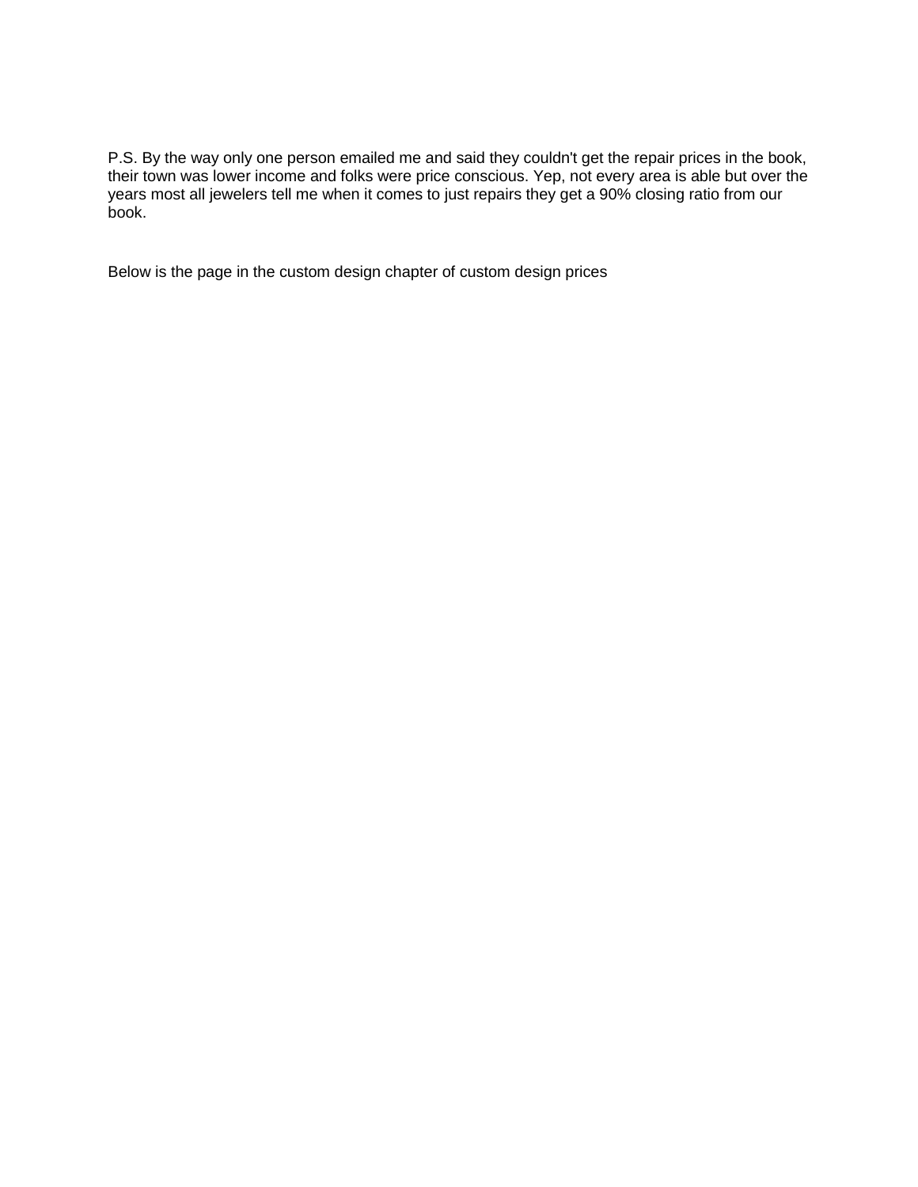P.S. By the way only one person emailed me and said they couldn't get the repair prices in the book, their town was lower income and folks were price conscious. Yep, not every area is able but over the years most all jewelers tell me when it comes to just repairs they get a 90% closing ratio from our book.

Below is the page in the custom design chapter of custom design prices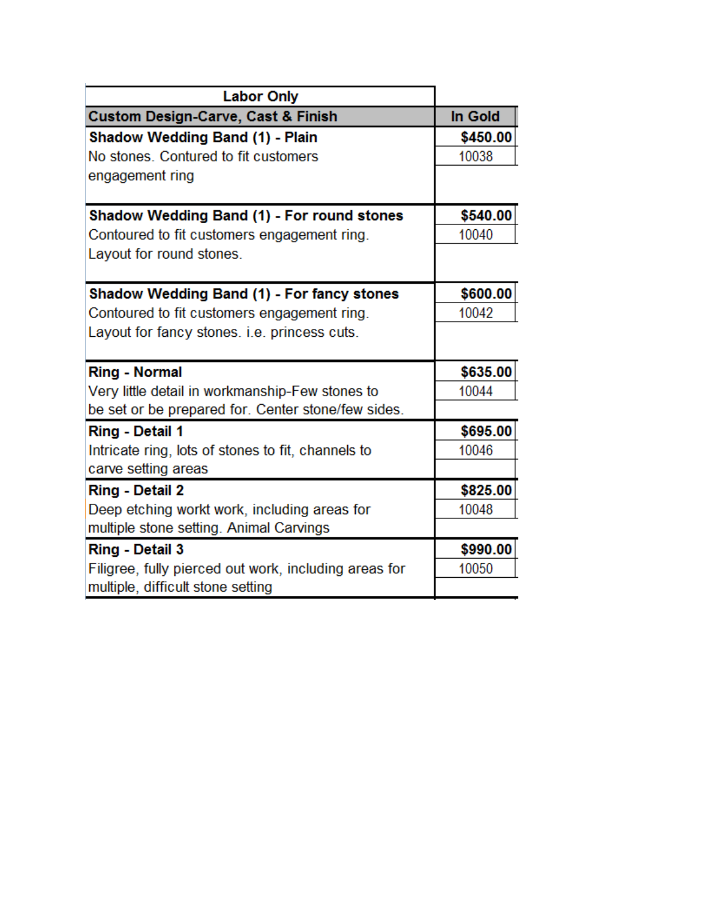| Labor Only | |
|---|---|
| **Custom Design-Carve, Cast & Finish** | **In Gold** |
| **Shadow Wedding Band (1) - Plain**<br>No stones. Contured to fit customers engagement ring | **$450.00**<br>10038 |
| **Shadow Wedding Band (1) - For round stones**<br>Contoured to fit customers engagement ring. Layout for round stones. | **$540.00**<br>10040 |
| **Shadow Wedding Band (1) - For fancy stones**<br>Contoured to fit customers engagement ring. Layout for fancy stones. i.e. princess cuts. | **$600.00**<br>10042 |
| **Ring - Normal**<br>Very little detail in workmanship-Few stones to be set or be prepared for. Center stone/few sides. | **$635.00**<br>10044 |
| **Ring - Detail 1**<br>Intricate ring, lots of stones to fit, channels to carve setting areas | **$695.00**<br>10046 |
| **Ring - Detail 2**<br>Deep etching workt work, including areas for multiple stone setting. Animal Carvings | **$825.00**<br>10048 |
| **Ring - Detail 3**<br>Filigree, fully pierced out work, including areas for multiple, difficult stone setting | **$990.00**<br>10050 |